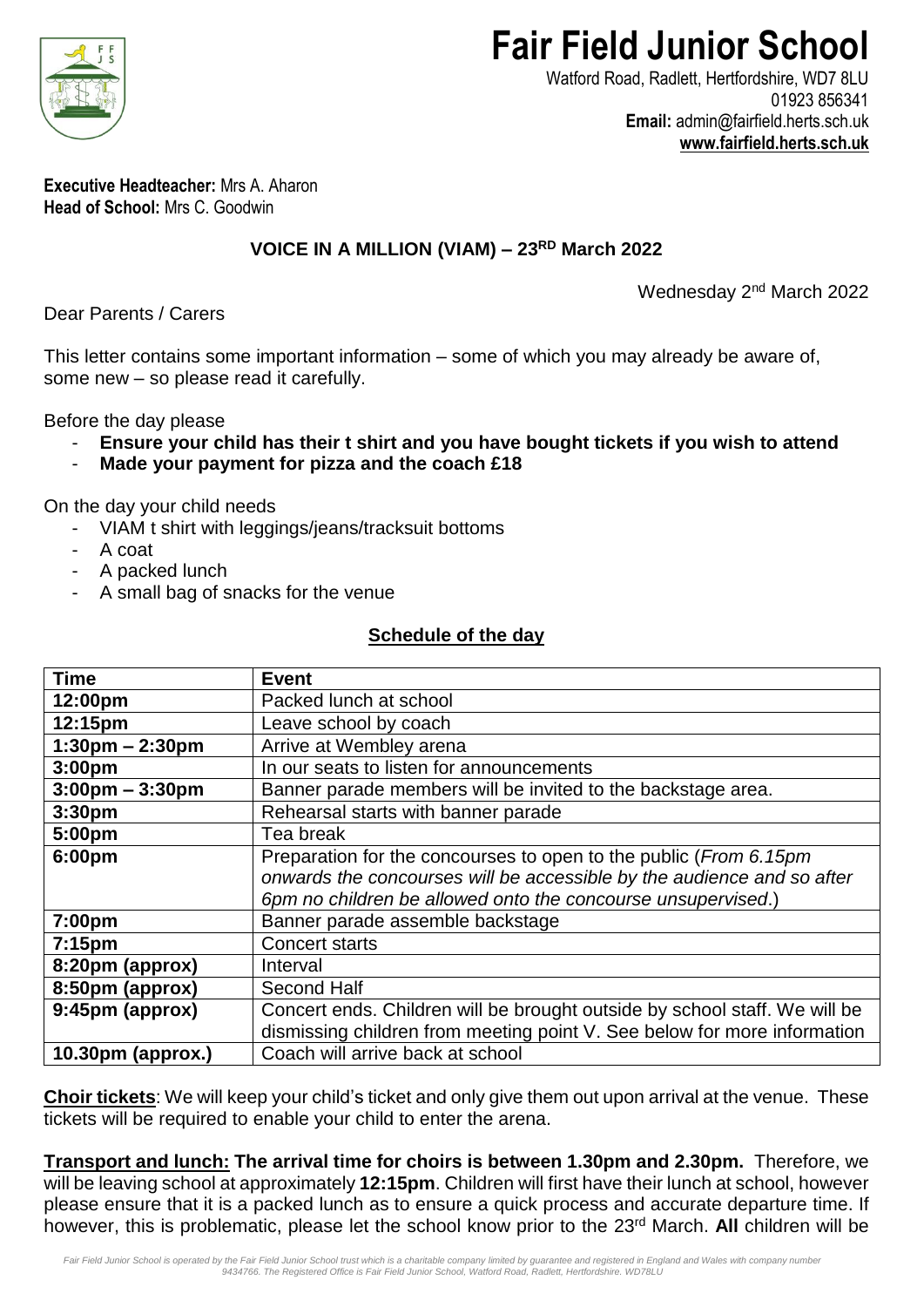# Fair Field Junior School

Watford Road, Radlett, Hertfordshire, WD7 8LU
01923 856341
**Email:** admin@fairfield.herts.sch.uk
**www.fairfield.herts.sch.uk**

**Executive Headteacher:** Mrs A. Aharon
**Head of School:** Mrs C. Goodwin

## VOICE IN A MILLION (VIAM) – 23RD March 2022

Wednesday 2nd March 2022

Dear Parents / Carers

This letter contains some important information – some of which you may already be aware of, some new – so please read it carefully.

Before the day please

- **Ensure your child has their t shirt and you have bought tickets if you wish to attend**
- **Made your payment for pizza and the coach £18**

On the day your child needs

- VIAM t shirt with leggings/jeans/tracksuit bottoms
- A coat
- A packed lunch
- A small bag of snacks for the venue

### Schedule of the day

| Time | Event |
|---|---|
| **12:00pm** | Packed lunch at school |
| **12:15pm** | Leave school by coach |
| **1:30pm – 2:30pm** | Arrive at Wembley arena |
| **3:00pm** | In our seats to listen for announcements |
| **3:00pm – 3:30pm** | Banner parade members will be invited to the backstage area. |
| **3:30pm** | Rehearsal starts with banner parade |
| **5:00pm** | Tea break |
| **6:00pm** | Preparation for the concourses to open to the public (*From 6.15pm onwards the concourses will be accessible by the audience and so after 6pm no children be allowed onto the concourse unsupervised*.) |
| **7:00pm** | Banner parade assemble backstage |
| **7:15pm** | Concert starts |
| **8:20pm (approx)** | Interval |
| **8:50pm (approx)** | Second Half |
| **9:45pm (approx)** | Concert ends. Children will be brought outside by school staff. We will be dismissing children from meeting point V. See below for more information |
| **10.30pm (approx.)** | Coach will arrive back at school |

**Choir tickets**: We will keep your child's ticket and only give them out upon arrival at the venue. These tickets will be required to enable your child to enter the arena.

**Transport and lunch: The arrival time for choirs is between 1.30pm and 2.30pm.** Therefore, we will be leaving school at approximately **12:15pm**. Children will first have their lunch at school, however please ensure that it is a packed lunch as to ensure a quick process and accurate departure time. If however, this is problematic, please let the school know prior to the 23rd March. **All** children will be

*Fair Field Junior School is operated by the Fair Field Junior School trust which is a charitable company limited by guarantee and registered in England and Wales with company number 9434766. The Registered Office is Fair Field Junior School, Watford Road, Radlett, Hertfordshire. WD78LU*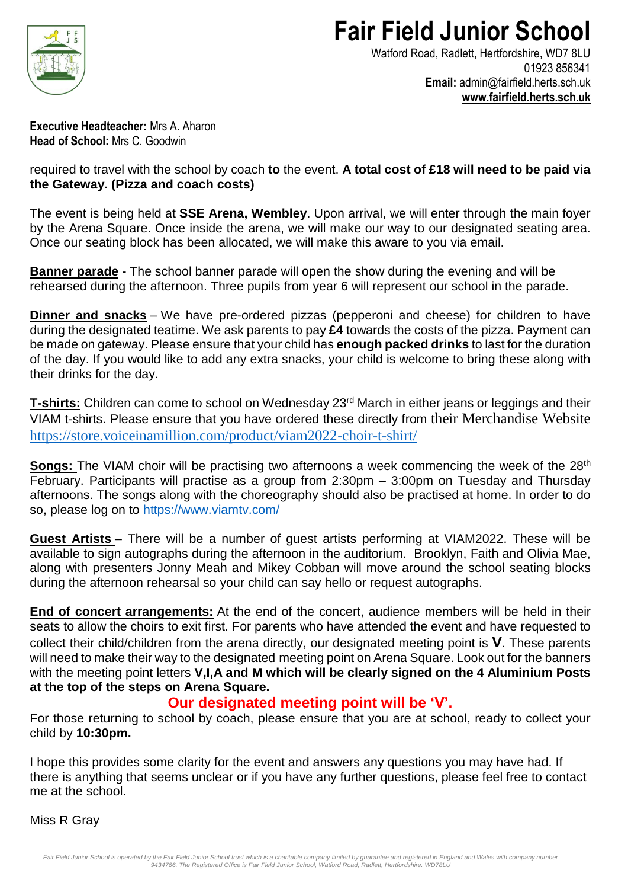# Fair Field Junior School

Watford Road, Radlett, Hertfordshire, WD7 8LU
01923 856341
**Email:** admin@fairfield.herts.sch.uk
**www.fairfield.herts.sch.uk**

**Executive Headteacher:** Mrs A. Aharon
**Head of School:** Mrs C. Goodwin

required to travel with the school by coach **to** the event. **A total cost of £18 will need to be paid via the Gateway. (Pizza and coach costs)**

The event is being held at **SSE Arena, Wembley**. Upon arrival, we will enter through the main foyer by the Arena Square. Once inside the arena, we will make our way to our designated seating area. Once our seating block has been allocated, we will make this aware to you via email.

**Banner parade -** The school banner parade will open the show during the evening and will be rehearsed during the afternoon. Three pupils from year 6 will represent our school in the parade.

**Dinner and snacks** – We have pre-ordered pizzas (pepperoni and cheese) for children to have during the designated teatime. We ask parents to pay **£4** towards the costs of the pizza. Payment can be made on gateway. Please ensure that your child has **enough packed drinks** to last for the duration of the day. If you would like to add any extra snacks, your child is welcome to bring these along with their drinks for the day.

**T-shirts:** Children can come to school on Wednesday 23rd March in either jeans or leggings and their VIAM t-shirts. Please ensure that you have ordered these directly from their Merchandise Website https://store.voiceinamillion.com/product/viam2022-choir-t-shirt/

**Songs:** The VIAM choir will be practising two afternoons a week commencing the week of the 28th February. Participants will practise as a group from 2:30pm – 3:00pm on Tuesday and Thursday afternoons. The songs along with the choreography should also be practised at home. In order to do so, please log on to https://www.viamtv.com/

**Guest Artists** – There will be a number of guest artists performing at VIAM2022. These will be available to sign autographs during the afternoon in the auditorium. Brooklyn, Faith and Olivia Mae, along with presenters Jonny Meah and Mikey Cobban will move around the school seating blocks during the afternoon rehearsal so your child can say hello or request autographs.

**End of concert arrangements:** At the end of the concert, audience members will be held in their seats to allow the choirs to exit first. For parents who have attended the event and have requested to collect their child/children from the arena directly, our designated meeting point is **V**. These parents will need to make their way to the designated meeting point on Arena Square. Look out for the banners with the meeting point letters **V,I,A and M which will be clearly signed on the 4 Aluminium Posts at the top of the steps on Arena Square.**

**Our designated meeting point will be 'V'.**

For those returning to school by coach, please ensure that you are at school, ready to collect your child by **10:30pm.**

I hope this provides some clarity for the event and answers any questions you may have had. If there is anything that seems unclear or if you have any further questions, please feel free to contact me at the school.

Miss R Gray

*Fair Field Junior School is operated by the Fair Field Junior School trust which is a charitable company limited by guarantee and registered in England and Wales with company number 9434766. The Registered Office is Fair Field Junior School, Watford Road, Radlett, Hertfordshire. WD78LU*